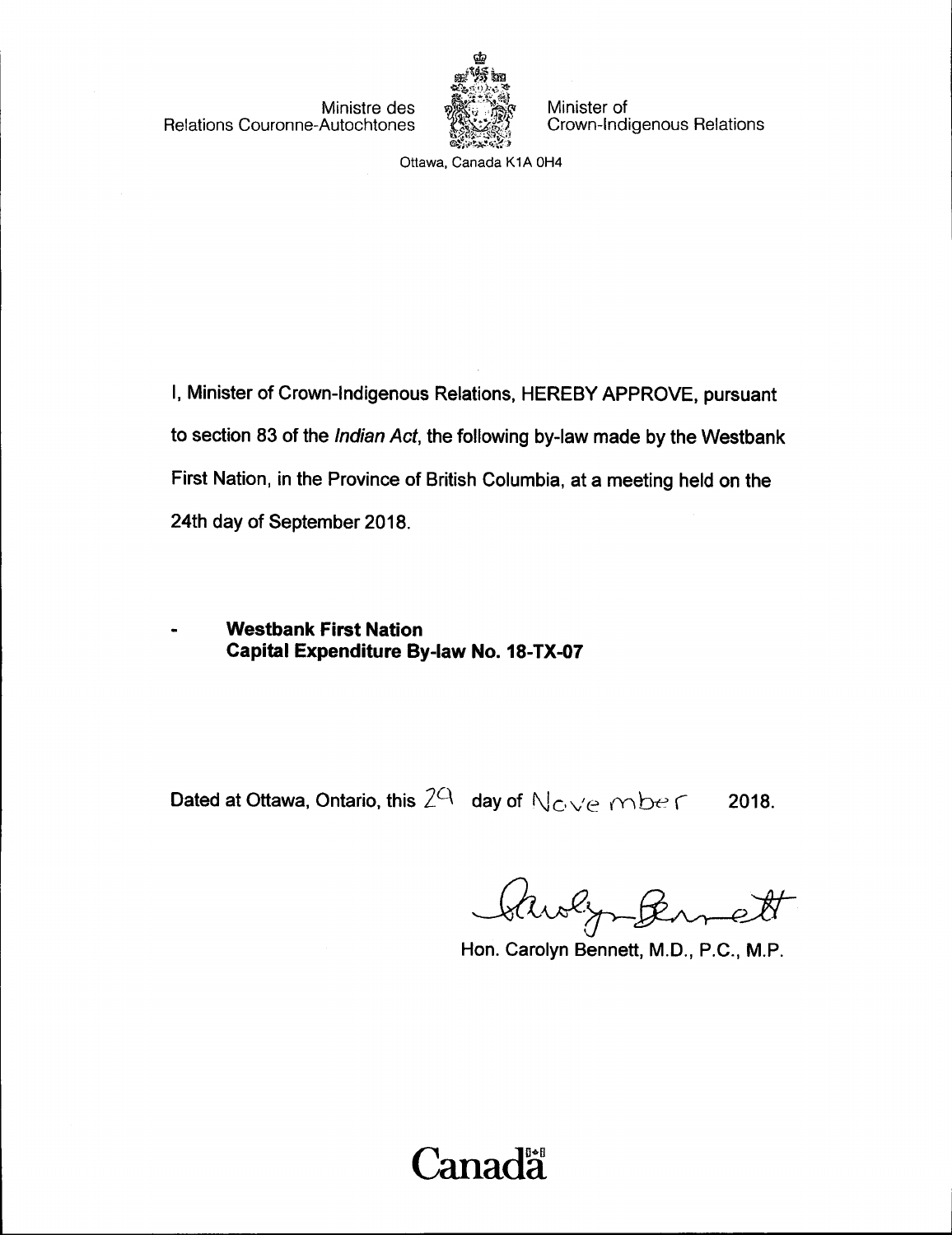Ministre des Relations Couronne-Autochtones

Minister of Crown-Indigenous Relations

Ottawa, Canada K1A 0H4

I, Minister of Crown-Indigenous Relations, HEREBY APPROVE, pursuant to section 83 of the *Indian Act*, the following by-law made by the Westbank First Nation, in the Province of British Columbia, at a meeting held on the 24th day of September 2018.

- **Westbank First Nation**
  **Capital Expenditure By-law No. 18-TX-07**

Dated at Ottawa, Ontario, this 29 day of November 2018.

Hon. Carolyn Bennett, M.D., P.C., M.P.

Canada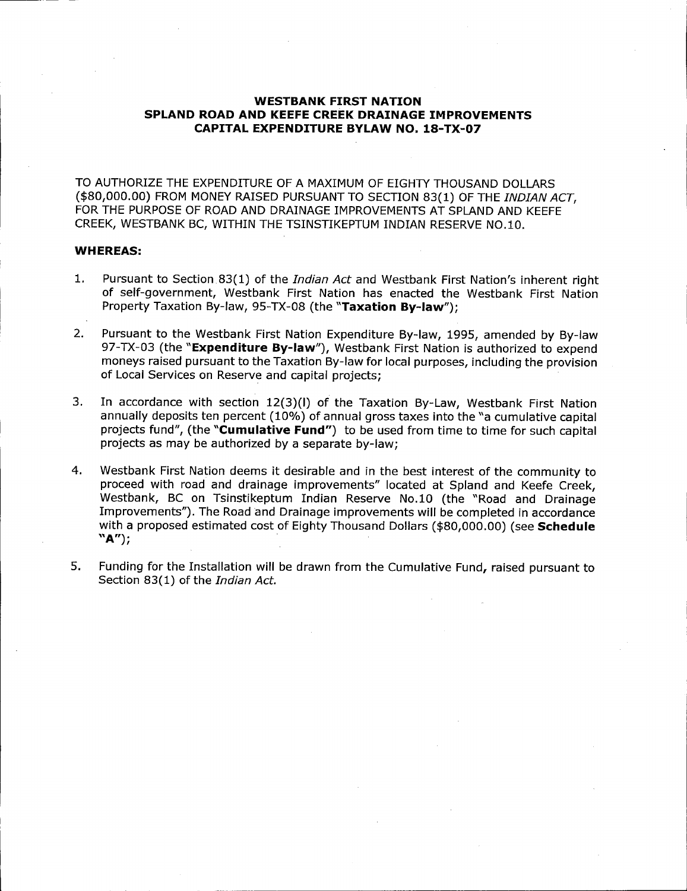# WESTBANK FIRST NATION
# SPLAND ROAD AND KEEFE CREEK DRAINAGE IMPROVEMENTS
# CAPITAL EXPENDITURE BYLAW NO. 18-TX-07

TO AUTHORIZE THE EXPENDITURE OF A MAXIMUM OF EIGHTY THOUSAND DOLLARS ($80,000.00) FROM MONEY RAISED PURSUANT TO SECTION 83(1) OF THE *INDIAN ACT*, FOR THE PURPOSE OF ROAD AND DRAINAGE IMPROVEMENTS AT SPLAND AND KEEFE CREEK, WESTBANK BC, WITHIN THE TSINSTIKEPTUM INDIAN RESERVE NO.10.

**WHEREAS:**

1. Pursuant to Section 83(1) of the *Indian Act* and Westbank First Nation's inherent right of self-government, Westbank First Nation has enacted the Westbank First Nation Property Taxation By-law, 95-TX-08 (the "**Taxation By-law**");

2. Pursuant to the Westbank First Nation Expenditure By-law, 1995, amended by By-law 97-TX-03 (the "**Expenditure By-law**"), Westbank First Nation is authorized to expend moneys raised pursuant to the Taxation By-law for local purposes, including the provision of Local Services on Reserve and capital projects;

3. In accordance with section 12(3)(l) of the Taxation By-Law, Westbank First Nation annually deposits ten percent (10%) of annual gross taxes into the "a cumulative capital projects fund", (the "**Cumulative Fund**") to be used from time to time for such capital projects as may be authorized by a separate by-law;

4. Westbank First Nation deems it desirable and in the best interest of the community to proceed with road and drainage improvements" located at Spland and Keefe Creek, Westbank, BC on Tsinstikeptum Indian Reserve No.10 (the "Road and Drainage Improvements"). The Road and Drainage improvements will be completed in accordance with a proposed estimated cost of Eighty Thousand Dollars ($80,000.00) (see **Schedule "A"**);

5. Funding for the Installation will be drawn from the Cumulative Fund, raised pursuant to Section 83(1) of the *Indian Act.*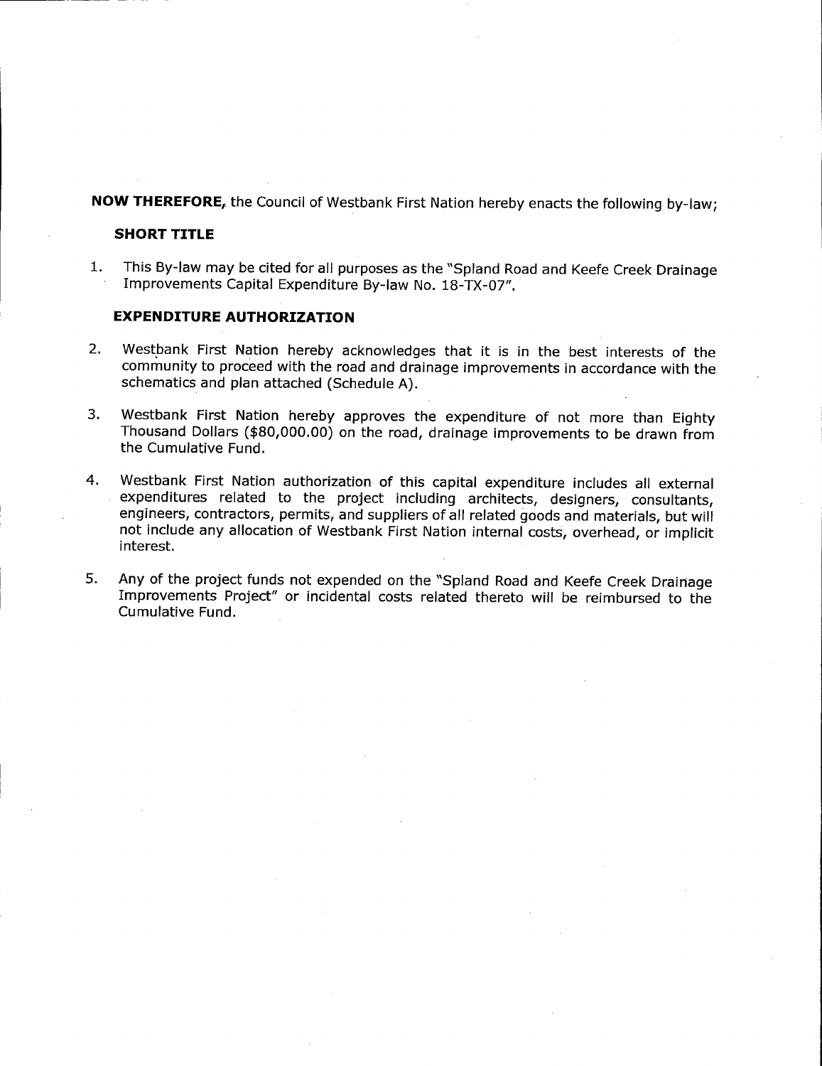**NOW THEREFORE**, the Council of Westbank First Nation hereby enacts the following by-law;

### SHORT TITLE

1. This By-law may be cited for all purposes as the "Spland Road and Keefe Creek Drainage Improvements Capital Expenditure By-law No. 18-TX-07".

### EXPENDITURE AUTHORIZATION

2. Westbank First Nation hereby acknowledges that it is in the best interests of the community to proceed with the road and drainage improvements in accordance with the schematics and plan attached (Schedule A).

3. Westbank First Nation hereby approves the expenditure of not more than Eighty Thousand Dollars ($80,000.00) on the road, drainage improvements to be drawn from the Cumulative Fund.

4. Westbank First Nation authorization of this capital expenditure includes all external expenditures related to the project including architects, designers, consultants, engineers, contractors, permits, and suppliers of all related goods and materials, but will not include any allocation of Westbank First Nation internal costs, overhead, or implicit interest.

5. Any of the project funds not expended on the "Spland Road and Keefe Creek Drainage Improvements Project" or incidental costs related thereto will be reimbursed to the Cumulative Fund.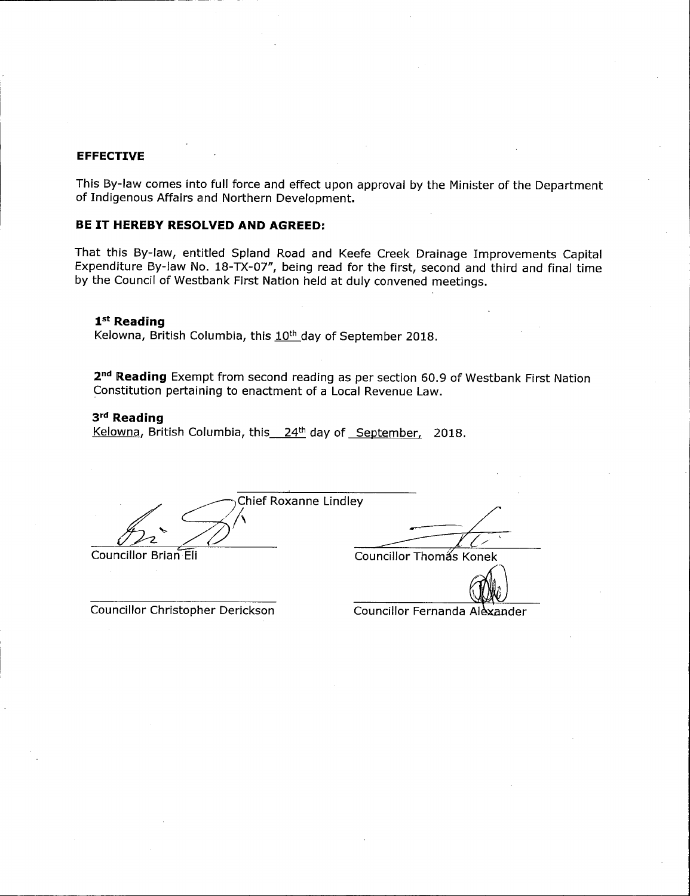**EFFECTIVE**

This By-law comes into full force and effect upon approval by the Minister of the Department of Indigenous Affairs and Northern Development.

**BE IT HEREBY RESOLVED AND AGREED:**

That this By-law, entitled Spland Road and Keefe Creek Drainage Improvements Capital Expenditure By-law No. 18-TX-07", being read for the first, second and third and final time by the Council of Westbank First Nation held at duly convened meetings.

**1st Reading**
Kelowna, British Columbia, this 10th day of September 2018.

**2nd Reading** Exempt from second reading as per section 60.9 of Westbank First Nation Constitution pertaining to enactment of a Local Revenue Law.

**3rd Reading**
Kelowna, British Columbia, this 24th day of September, 2018.

Chief Roxanne Lindley

Councillor Brian Eli

Councillor Thomas Konek

Councillor Christopher Derickson

Councillor Fernanda Alexander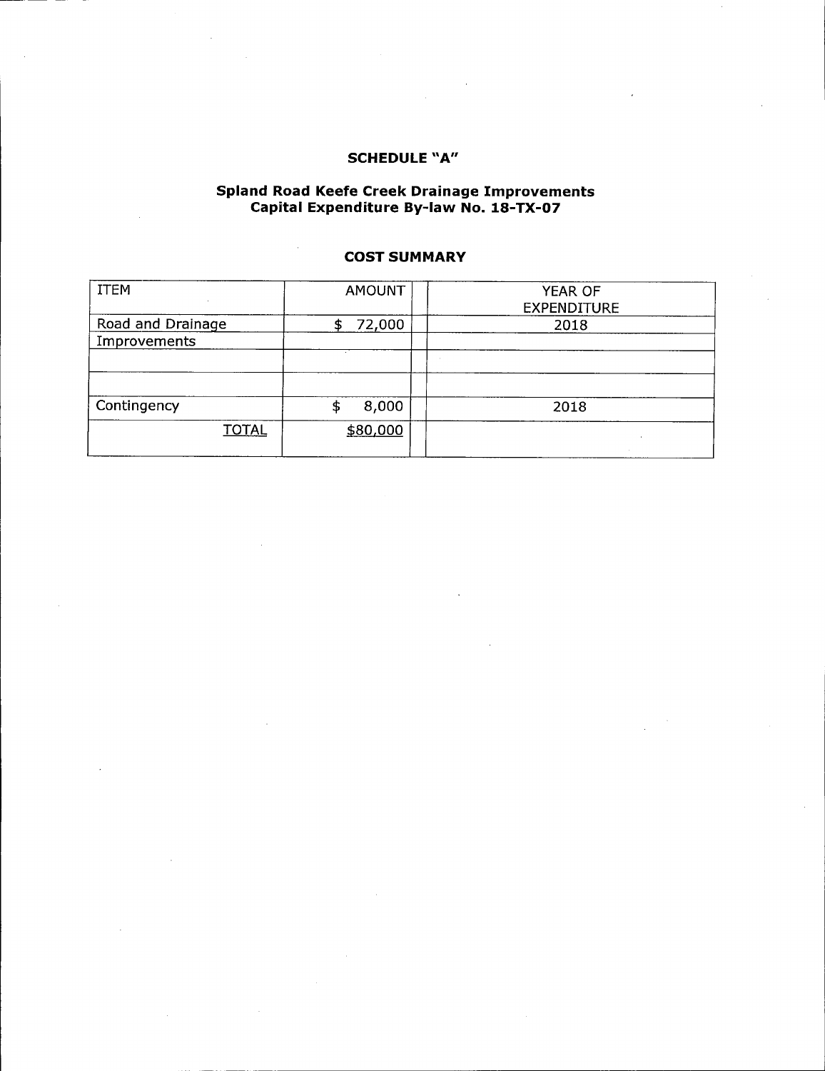# SCHEDULE "A"

## Spland Road Keefe Creek Drainage Improvements
## Capital Expenditure By-law No. 18-TX-07

### COST SUMMARY

| ITEM | AMOUNT | YEAR OF EXPENDITURE |
|---|---|---|
| Road and Drainage Improvements | $ 72,000 | 2018 |
| | | |
| | | |
| Contingency | $ 8,000 | 2018 |
| TOTAL | $80,000 | |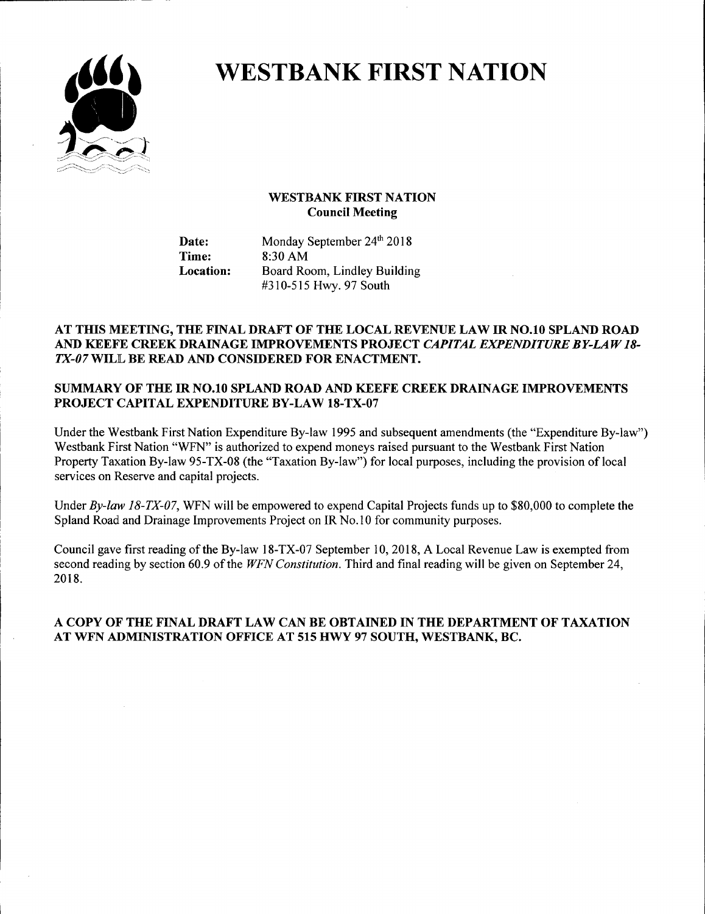# WESTBANK FIRST NATION

**WESTBANK FIRST NATION**
**Council Meeting**

**Date:** Monday September 24th 2018
**Time:** 8:30 AM
**Location:** Board Room, Lindley Building
#310-515 Hwy. 97 South

**AT THIS MEETING, THE FINAL DRAFT OF THE LOCAL REVENUE LAW IR NO.10 SPLAND ROAD AND KEEFE CREEK DRAINAGE IMPROVEMENTS PROJECT *CAPITAL EXPENDITURE BY-LAW 18-TX-07* WILL BE READ AND CONSIDERED FOR ENACTMENT.**

**SUMMARY OF THE IR NO.10 SPLAND ROAD AND KEEFE CREEK DRAINAGE IMPROVEMENTS PROJECT CAPITAL EXPENDITURE BY-LAW 18-TX-07**

Under the Westbank First Nation Expenditure By-law 1995 and subsequent amendments (the "Expenditure By-law") Westbank First Nation "WFN" is authorized to expend moneys raised pursuant to the Westbank First Nation Property Taxation By-law 95-TX-08 (the "Taxation By-law") for local purposes, including the provision of local services on Reserve and capital projects.

Under *By-law 18-TX-07*, WFN will be empowered to expend Capital Projects funds up to $80,000 to complete the Spland Road and Drainage Improvements Project on IR No.10 for community purposes.

Council gave first reading of the By-law 18-TX-07 September 10, 2018, A Local Revenue Law is exempted from second reading by section 60.9 of the *WFN Constitution*. Third and final reading will be given on September 24, 2018.

**A COPY OF THE FINAL DRAFT LAW CAN BE OBTAINED IN THE DEPARTMENT OF TAXATION AT WFN ADMINISTRATION OFFICE AT 515 HWY 97 SOUTH, WESTBANK, BC.**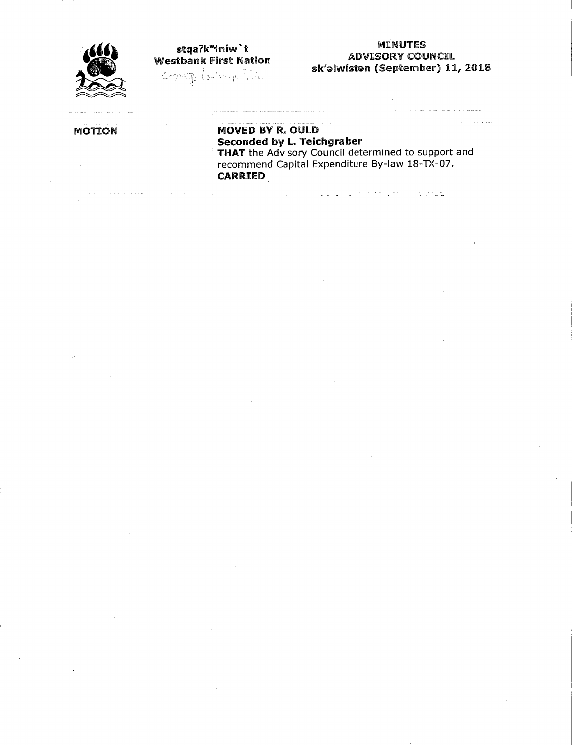stqaʔkʷɬníw`t
Westbank First Nation
Community Leadership Title

MINUTES
ADVISORY COUNCIL
sk'əlwístən (September) 11, 2018

| MOTION | **MOVED BY R. OULD**<br>**Seconded by L. Teichgraber**<br>**THAT** the Advisory Council determined to support and recommend Capital Expenditure By-law 18-TX-07.<br>**CARRIED** |
|---|---|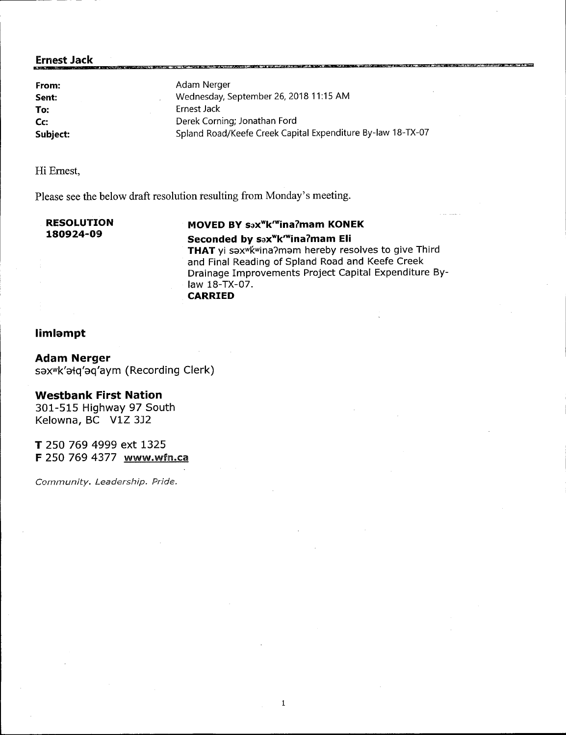## Ernest Jack

| | |
|---|---|
| **From:** | Adam Nerger |
| **Sent:** | Wednesday, September 26, 2018 11:15 AM |
| **To:** | Ernest Jack |
| **Cc:** | Derek Corning; Jonathan Ford |
| **Subject:** | Spland Road/Keefe Creek Capital Expenditure By-law 18-TX-07 |

Hi Ernest,

Please see the below draft resolution resulting from Monday's meeting.

| | |
|---|---|
| **RESOLUTION 180924-09** | **MOVED BY səxʷkʼʷinaʔmam KONEK**<br>**Seconded by səxʷkʼʷinaʔmam Eli**<br>**THAT** yi səxʷk̓ʷinaʔməm hereby resolves to give Third and Final Reading of Spland Road and Keefe Creek Drainage Improvements Project Capital Expenditure By-law 18-TX-07.<br>**CARRIED** |

**limləmpt**

**Adam Nerger**
səxʷk'əɬq'əq'aym (Recording Clerk)

**Westbank First Nation**
301-515 Highway 97 South
Kelowna, BC V1Z 3J2

**T** 250 769 4999 ext 1325
**F** 250 769 4377 **www.wfn.ca**

*Community. Leadership. Pride.*